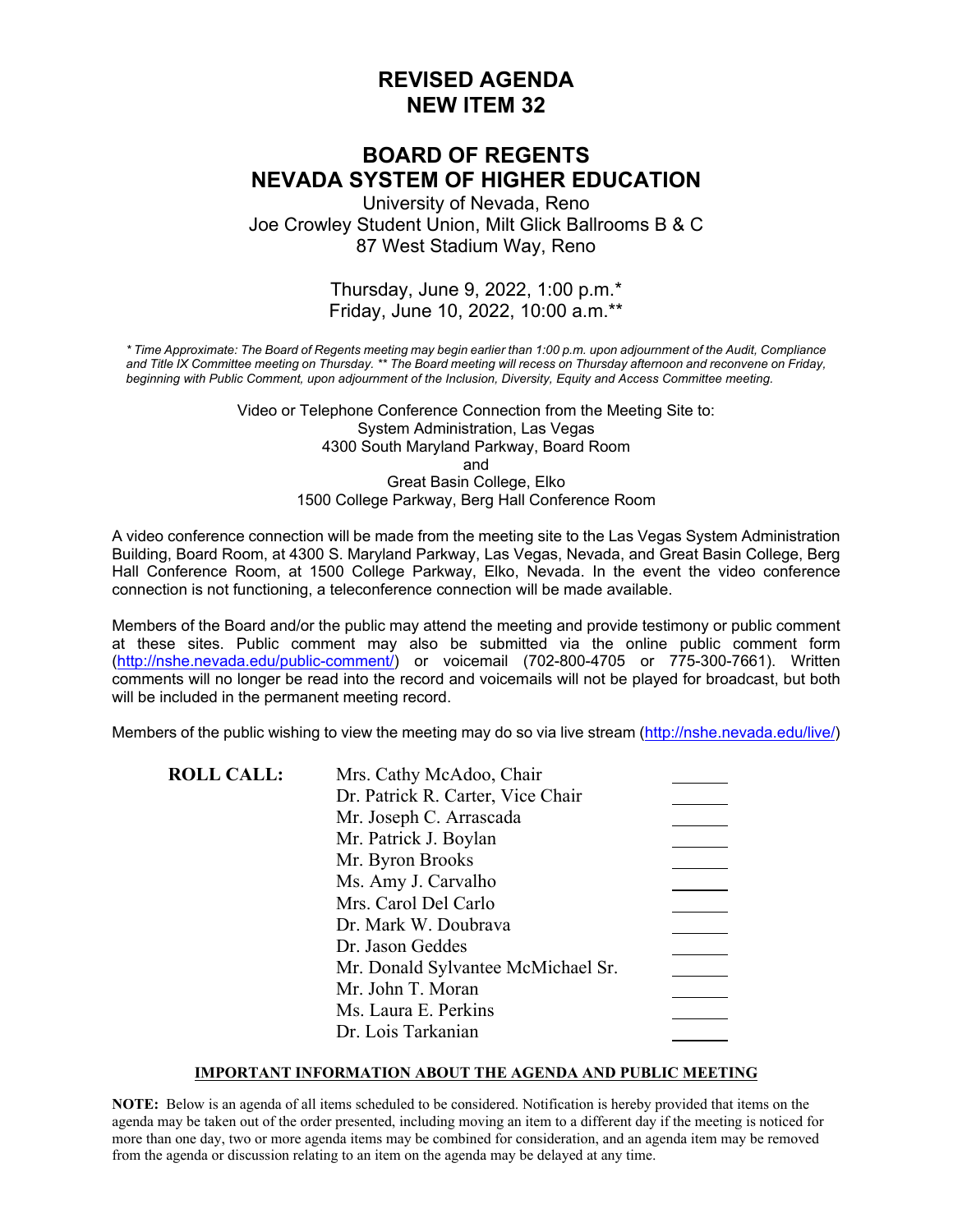# REVISED AGENDA
# NEW ITEM 32

# BOARD OF REGENTS
# NEVADA SYSTEM OF HIGHER EDUCATION

University of Nevada, Reno
Joe Crowley Student Union, Milt Glick Ballrooms B & C
87 West Stadium Way, Reno

Thursday, June 9, 2022, 1:00 p.m.*
Friday, June 10, 2022, 10:00 a.m.**

*\* Time Approximate: The Board of Regents meeting may begin earlier than 1:00 p.m. upon adjournment of the Audit, Compliance and Title IX Committee meeting on Thursday. \*\* The Board meeting will recess on Thursday afternoon and reconvene on Friday, beginning with Public Comment, upon adjournment of the Inclusion, Diversity, Equity and Access Committee meeting.*

Video or Telephone Conference Connection from the Meeting Site to:
System Administration, Las Vegas
4300 South Maryland Parkway, Board Room
and
Great Basin College, Elko
1500 College Parkway, Berg Hall Conference Room

A video conference connection will be made from the meeting site to the Las Vegas System Administration Building, Board Room, at 4300 S. Maryland Parkway, Las Vegas, Nevada, and Great Basin College, Berg Hall Conference Room, at 1500 College Parkway, Elko, Nevada. In the event the video conference connection is not functioning, a teleconference connection will be made available.

Members of the Board and/or the public may attend the meeting and provide testimony or public comment at these sites. Public comment may also be submitted via the online public comment form (http://nshe.nevada.edu/public-comment/) or voicemail (702-800-4705 or 775-300-7661). Written comments will no longer be read into the record and voicemails will not be played for broadcast, but both will be included in the permanent meeting record.

Members of the public wishing to view the meeting may do so via live stream (http://nshe.nevada.edu/live/)

| **ROLL CALL:** | | |
|---|---|---|
| | Mrs. Cathy McAdoo, Chair | ______ |
| | Dr. Patrick R. Carter, Vice Chair | ______ |
| | Mr. Joseph C. Arrascada | ______ |
| | Mr. Patrick J. Boylan | ______ |
| | Mr. Byron Brooks | ______ |
| | Ms. Amy J. Carvalho | ______ |
| | Mrs. Carol Del Carlo | ______ |
| | Dr. Mark W. Doubrava | ______ |
| | Dr. Jason Geddes | ______ |
| | Mr. Donald Sylvantee McMichael Sr. | ______ |
| | Mr. John T. Moran | ______ |
| | Ms. Laura E. Perkins | ______ |
| | Dr. Lois Tarkanian | ______ |

**IMPORTANT INFORMATION ABOUT THE AGENDA AND PUBLIC MEETING**

**NOTE:** Below is an agenda of all items scheduled to be considered. Notification is hereby provided that items on the agenda may be taken out of the order presented, including moving an item to a different day if the meeting is noticed for more than one day, two or more agenda items may be combined for consideration, and an agenda item may be removed from the agenda or discussion relating to an item on the agenda may be delayed at any time.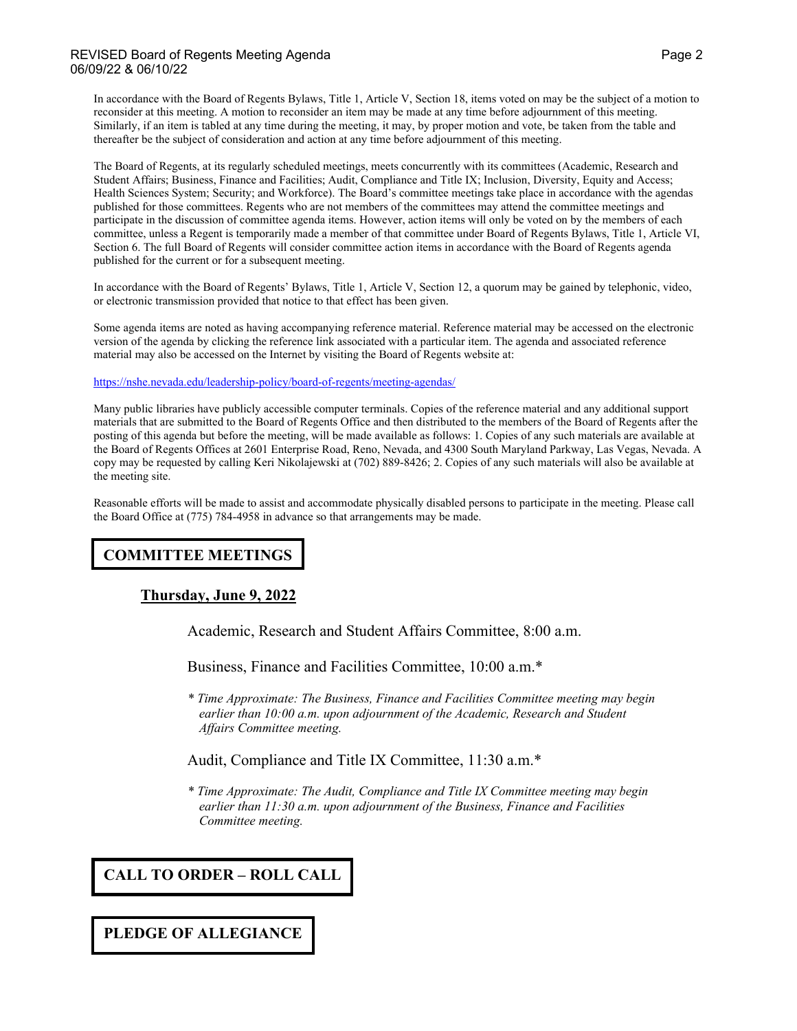In accordance with the Board of Regents Bylaws, Title 1, Article V, Section 18, items voted on may be the subject of a motion to reconsider at this meeting. A motion to reconsider an item may be made at any time before adjournment of this meeting. Similarly, if an item is tabled at any time during the meeting, it may, by proper motion and vote, be taken from the table and thereafter be the subject of consideration and action at any time before adjournment of this meeting.

The Board of Regents, at its regularly scheduled meetings, meets concurrently with its committees (Academic, Research and Student Affairs; Business, Finance and Facilities; Audit, Compliance and Title IX; Inclusion, Diversity, Equity and Access; Health Sciences System; Security; and Workforce). The Board's committee meetings take place in accordance with the agendas published for those committees. Regents who are not members of the committees may attend the committee meetings and participate in the discussion of committee agenda items. However, action items will only be voted on by the members of each committee, unless a Regent is temporarily made a member of that committee under Board of Regents Bylaws, Title 1, Article VI, Section 6. The full Board of Regents will consider committee action items in accordance with the Board of Regents agenda published for the current or for a subsequent meeting.

In accordance with the Board of Regents' Bylaws, Title 1, Article V, Section 12, a quorum may be gained by telephonic, video, or electronic transmission provided that notice to that effect has been given.

Some agenda items are noted as having accompanying reference material. Reference material may be accessed on the electronic version of the agenda by clicking the reference link associated with a particular item. The agenda and associated reference material may also be accessed on the Internet by visiting the Board of Regents website at:

https://nshe.nevada.edu/leadership-policy/board-of-regents/meeting-agendas/

Many public libraries have publicly accessible computer terminals. Copies of the reference material and any additional support materials that are submitted to the Board of Regents Office and then distributed to the members of the Board of Regents after the posting of this agenda but before the meeting, will be made available as follows: 1. Copies of any such materials are available at the Board of Regents Offices at 2601 Enterprise Road, Reno, Nevada, and 4300 South Maryland Parkway, Las Vegas, Nevada. A copy may be requested by calling Keri Nikolajewski at (702) 889-8426; 2. Copies of any such materials will also be available at the meeting site.

Reasonable efforts will be made to assist and accommodate physically disabled persons to participate in the meeting. Please call the Board Office at (775) 784-4958 in advance so that arrangements may be made.

## COMMITTEE MEETINGS

**Thursday, June 9, 2022**

Academic, Research and Student Affairs Committee, 8:00 a.m.

Business, Finance and Facilities Committee, 10:00 a.m.*

*\* Time Approximate: The Business, Finance and Facilities Committee meeting may begin earlier than 10:00 a.m. upon adjournment of the Academic, Research and Student Affairs Committee meeting.*

Audit, Compliance and Title IX Committee, 11:30 a.m.*

*\* Time Approximate: The Audit, Compliance and Title IX Committee meeting may begin earlier than 11:30 a.m. upon adjournment of the Business, Finance and Facilities Committee meeting.*

## CALL TO ORDER – ROLL CALL

## PLEDGE OF ALLEGIANCE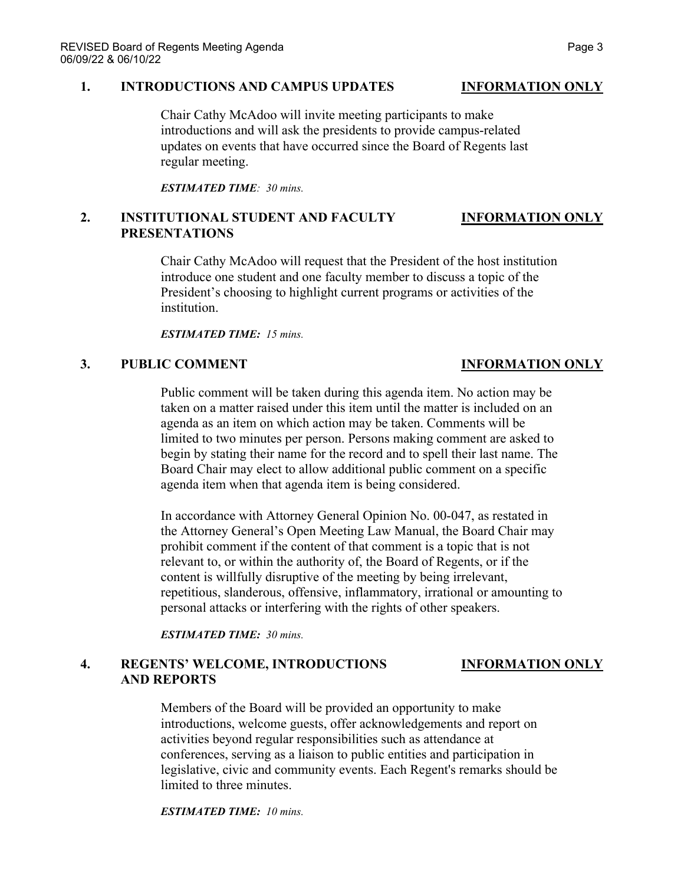## 1. INTRODUCTIONS AND CAMPUS UPDATES — INFORMATION ONLY

Chair Cathy McAdoo will invite meeting participants to make introductions and will ask the presidents to provide campus-related updates on events that have occurred since the Board of Regents last regular meeting.

***ESTIMATED TIME**: 30 mins.*

## 2. INSTITUTIONAL STUDENT AND FACULTY PRESENTATIONS — INFORMATION ONLY

Chair Cathy McAdoo will request that the President of the host institution introduce one student and one faculty member to discuss a topic of the President's choosing to highlight current programs or activities of the institution.

***ESTIMATED TIME:** 15 mins.*

## 3. PUBLIC COMMENT — INFORMATION ONLY

Public comment will be taken during this agenda item. No action may be taken on a matter raised under this item until the matter is included on an agenda as an item on which action may be taken. Comments will be limited to two minutes per person. Persons making comment are asked to begin by stating their name for the record and to spell their last name. The Board Chair may elect to allow additional public comment on a specific agenda item when that agenda item is being considered.

In accordance with Attorney General Opinion No. 00-047, as restated in the Attorney General's Open Meeting Law Manual, the Board Chair may prohibit comment if the content of that comment is a topic that is not relevant to, or within the authority of, the Board of Regents, or if the content is willfully disruptive of the meeting by being irrelevant, repetitious, slanderous, offensive, inflammatory, irrational or amounting to personal attacks or interfering with the rights of other speakers.

***ESTIMATED TIME:** 30 mins.*

## 4. REGENTS' WELCOME, INTRODUCTIONS AND REPORTS — INFORMATION ONLY

Members of the Board will be provided an opportunity to make introductions, welcome guests, offer acknowledgements and report on activities beyond regular responsibilities such as attendance at conferences, serving as a liaison to public entities and participation in legislative, civic and community events. Each Regent's remarks should be limited to three minutes.

***ESTIMATED TIME:** 10 mins.*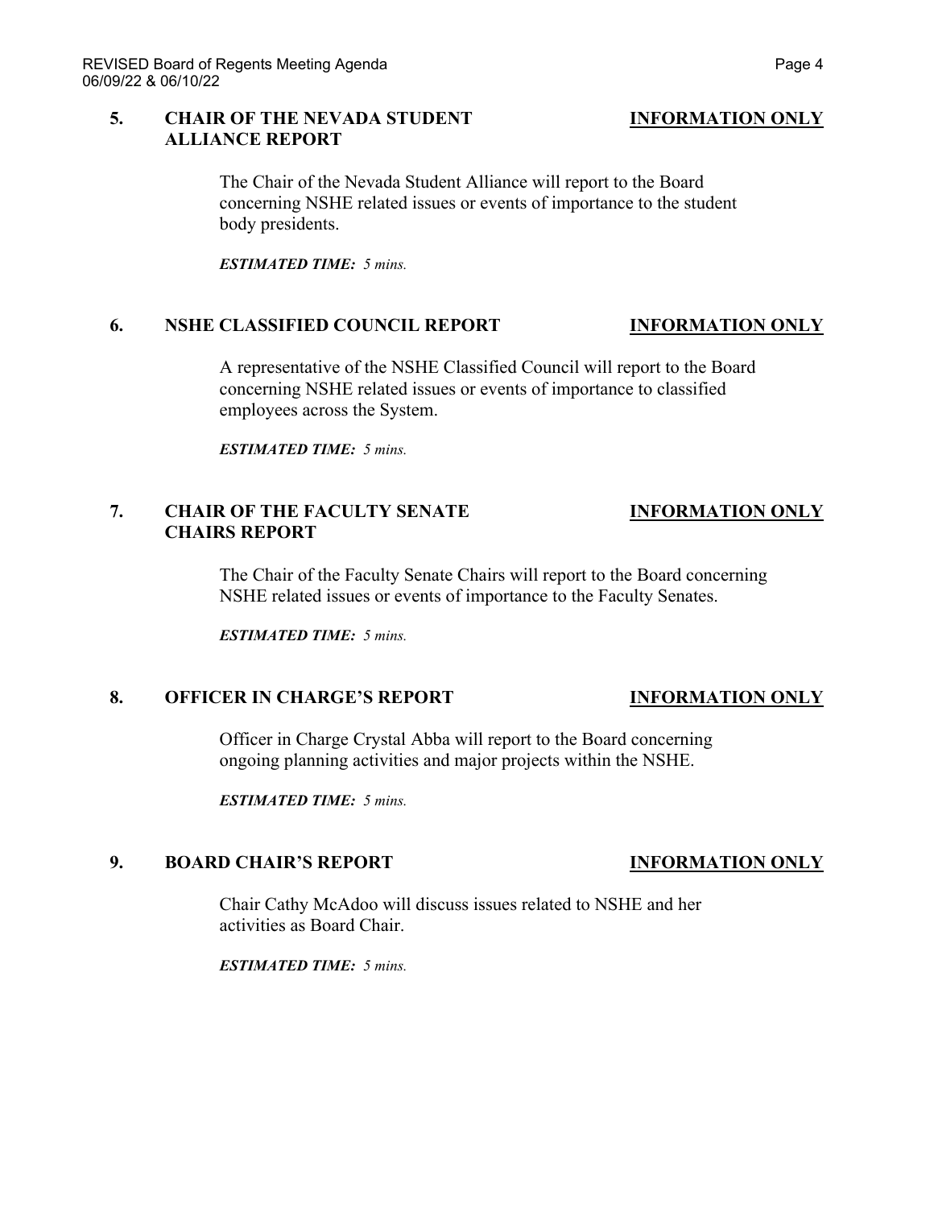## 5. CHAIR OF THE NEVADA STUDENT ALLIANCE REPORT — INFORMATION ONLY

The Chair of the Nevada Student Alliance will report to the Board concerning NSHE related issues or events of importance to the student body presidents.

***ESTIMATED TIME:*** *5 mins.*

## 6. NSHE CLASSIFIED COUNCIL REPORT — INFORMATION ONLY

A representative of the NSHE Classified Council will report to the Board concerning NSHE related issues or events of importance to classified employees across the System.

***ESTIMATED TIME:*** *5 mins.*

## 7. CHAIR OF THE FACULTY SENATE CHAIRS REPORT — INFORMATION ONLY

The Chair of the Faculty Senate Chairs will report to the Board concerning NSHE related issues or events of importance to the Faculty Senates.

***ESTIMATED TIME:*** *5 mins.*

## 8. OFFICER IN CHARGE'S REPORT — INFORMATION ONLY

Officer in Charge Crystal Abba will report to the Board concerning ongoing planning activities and major projects within the NSHE.

***ESTIMATED TIME:*** *5 mins.*

## 9. BOARD CHAIR'S REPORT — INFORMATION ONLY

Chair Cathy McAdoo will discuss issues related to NSHE and her activities as Board Chair.

***ESTIMATED TIME:*** *5 mins.*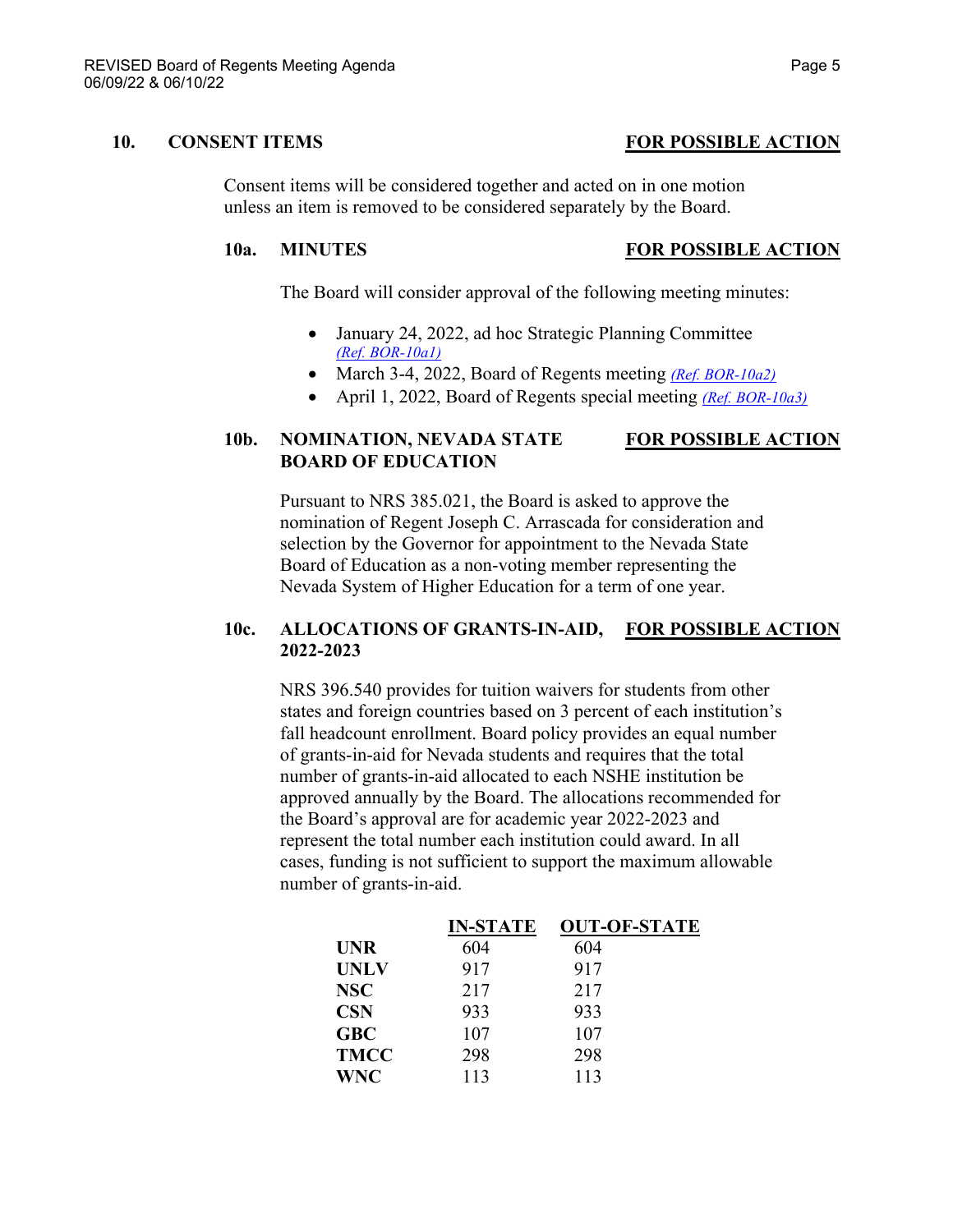## 10. CONSENT ITEMS **FOR POSSIBLE ACTION**

Consent items will be considered together and acted on in one motion unless an item is removed to be considered separately by the Board.

### 10a. MINUTES **FOR POSSIBLE ACTION**

The Board will consider approval of the following meeting minutes:

- January 24, 2022, ad hoc Strategic Planning Committee *(Ref. BOR-10a1)*
- March 3-4, 2022, Board of Regents meeting *(Ref. BOR-10a2)*
- April 1, 2022, Board of Regents special meeting *(Ref. BOR-10a3)*

### 10b. NOMINATION, NEVADA STATE BOARD OF EDUCATION **FOR POSSIBLE ACTION**

Pursuant to NRS 385.021, the Board is asked to approve the nomination of Regent Joseph C. Arrascada for consideration and selection by the Governor for appointment to the Nevada State Board of Education as a non-voting member representing the Nevada System of Higher Education for a term of one year.

### 10c. ALLOCATIONS OF GRANTS-IN-AID, 2022-2023 **FOR POSSIBLE ACTION**

NRS 396.540 provides for tuition waivers for students from other states and foreign countries based on 3 percent of each institution's fall headcount enrollment. Board policy provides an equal number of grants-in-aid for Nevada students and requires that the total number of grants-in-aid allocated to each NSHE institution be approved annually by the Board. The allocations recommended for the Board's approval are for academic year 2022-2023 and represent the total number each institution could award. In all cases, funding is not sufficient to support the maximum allowable number of grants-in-aid.

| | IN-STATE | OUT-OF-STATE |
|---|---|---|
| **UNR** | 604 | 604 |
| **UNLV** | 917 | 917 |
| **NSC** | 217 | 217 |
| **CSN** | 933 | 933 |
| **GBC** | 107 | 107 |
| **TMCC** | 298 | 298 |
| **WNC** | 113 | 113 |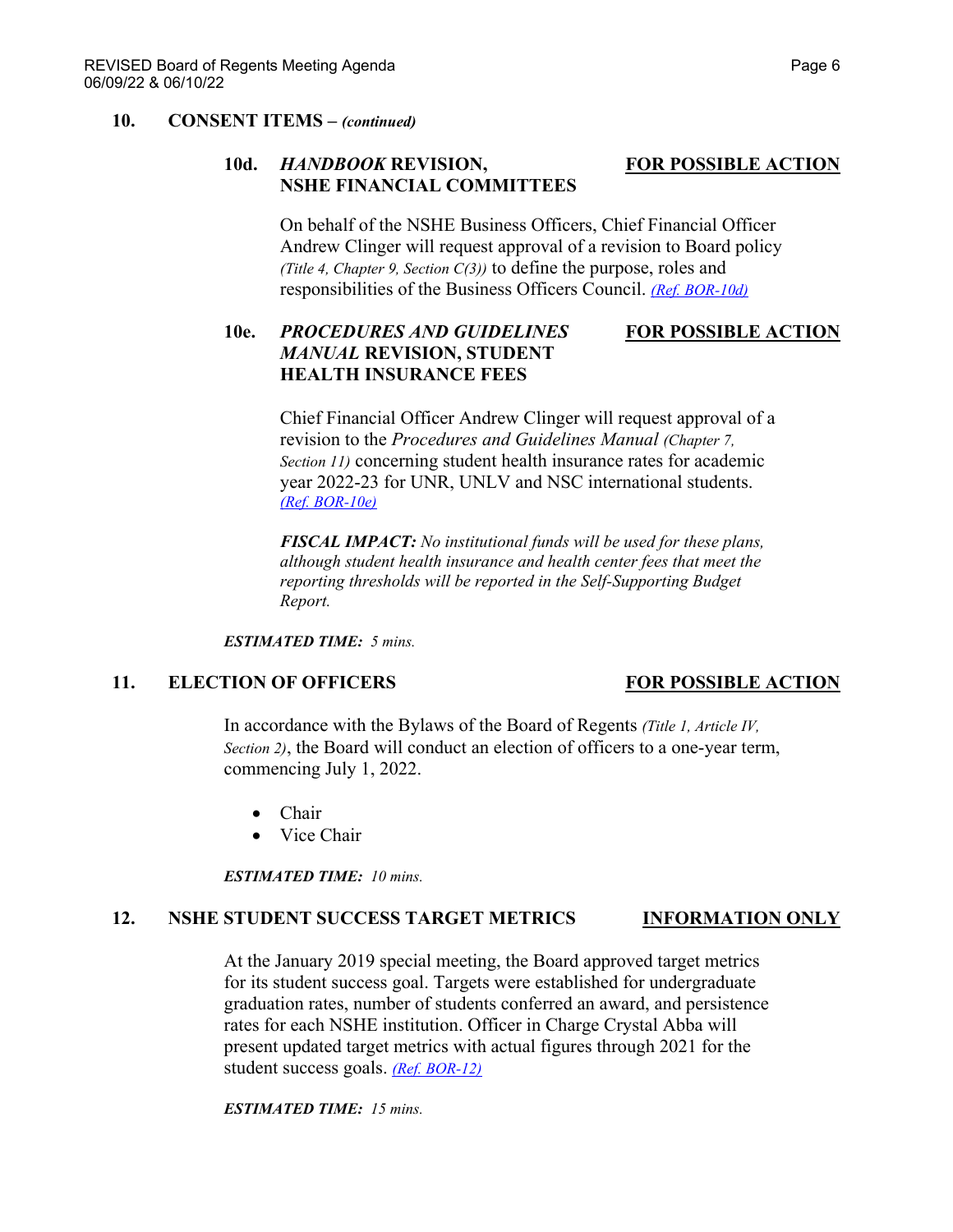## 10. CONSENT ITEMS – *(continued)*

### 10d. *HANDBOOK* REVISION, NSHE FINANCIAL COMMITTEES — <u>FOR POSSIBLE ACTION</u>

On behalf of the NSHE Business Officers, Chief Financial Officer Andrew Clinger will request approval of a revision to Board policy *(Title 4, Chapter 9, Section C(3))* to define the purpose, roles and responsibilities of the Business Officers Council. *(Ref. BOR-10d)*

### 10e. *PROCEDURES AND GUIDELINES MANUAL* REVISION, STUDENT HEALTH INSURANCE FEES — <u>FOR POSSIBLE ACTION</u>

Chief Financial Officer Andrew Clinger will request approval of a revision to the *Procedures and Guidelines Manual (Chapter 7, Section 11)* concerning student health insurance rates for academic year 2022-23 for UNR, UNLV and NSC international students. *(Ref. BOR-10e)*

***FISCAL IMPACT:*** *No institutional funds will be used for these plans, although student health insurance and health center fees that meet the reporting thresholds will be reported in the Self-Supporting Budget Report.*

***ESTIMATED TIME:*** *5 mins.*

## 11. ELECTION OF OFFICERS — <u>FOR POSSIBLE ACTION</u>

In accordance with the Bylaws of the Board of Regents *(Title 1, Article IV, Section 2)*, the Board will conduct an election of officers to a one-year term, commencing July 1, 2022.

- Chair
- Vice Chair

***ESTIMATED TIME:*** *10 mins.*

## 12. NSHE STUDENT SUCCESS TARGET METRICS — <u>INFORMATION ONLY</u>

At the January 2019 special meeting, the Board approved target metrics for its student success goal. Targets were established for undergraduate graduation rates, number of students conferred an award, and persistence rates for each NSHE institution. Officer in Charge Crystal Abba will present updated target metrics with actual figures through 2021 for the student success goals. *(Ref. BOR-12)*

***ESTIMATED TIME:*** *15 mins.*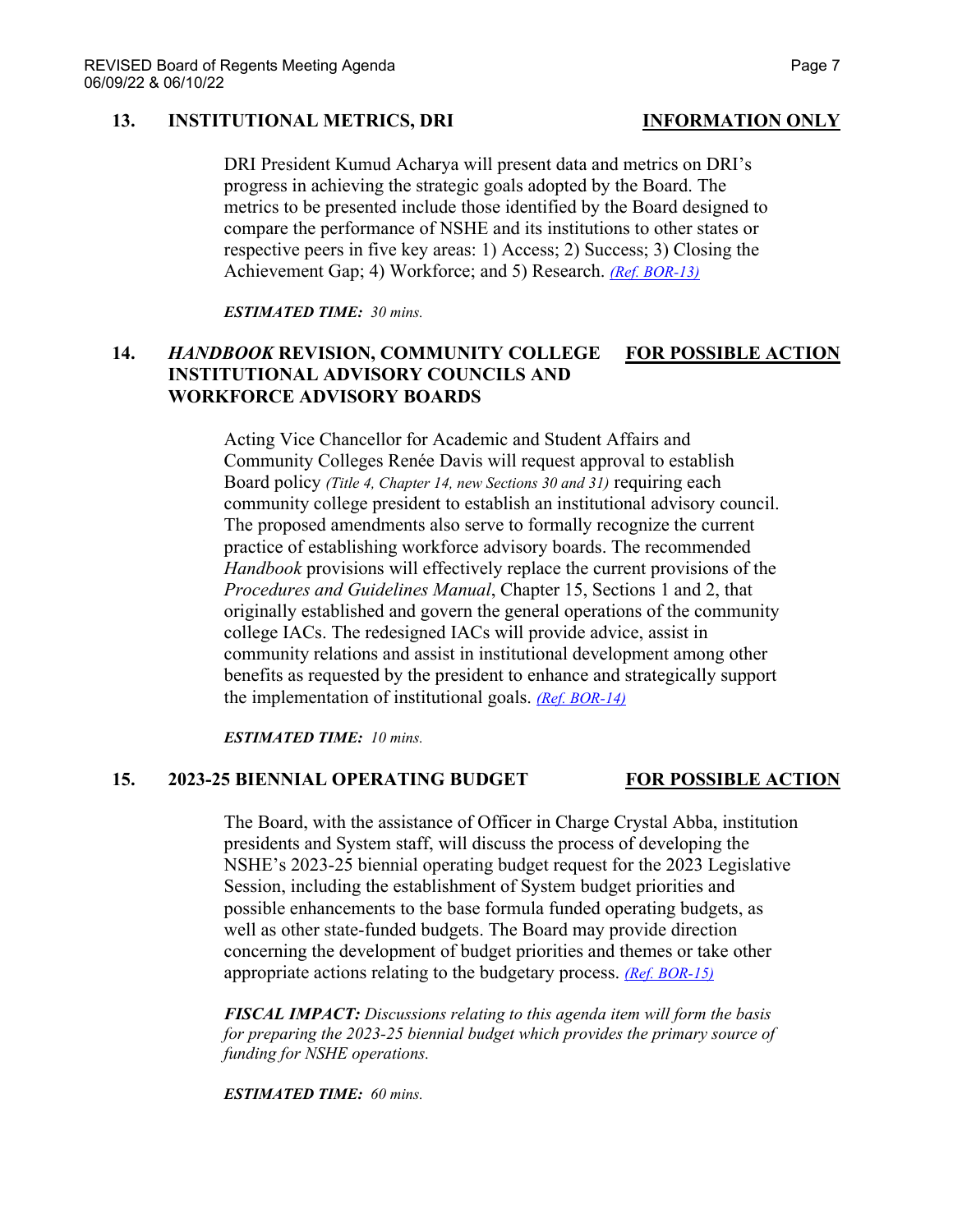**13. INSTITUTIONAL METRICS, DRI** **INFORMATION ONLY**

DRI President Kumud Acharya will present data and metrics on DRI's progress in achieving the strategic goals adopted by the Board. The metrics to be presented include those identified by the Board designed to compare the performance of NSHE and its institutions to other states or respective peers in five key areas: 1) Access; 2) Success; 3) Closing the Achievement Gap; 4) Workforce; and 5) Research. *(Ref. BOR-13)*

***ESTIMATED TIME:*** *30 mins.*

**14. *HANDBOOK* REVISION, COMMUNITY COLLEGE INSTITUTIONAL ADVISORY COUNCILS AND WORKFORCE ADVISORY BOARDS** **FOR POSSIBLE ACTION**

Acting Vice Chancellor for Academic and Student Affairs and Community Colleges Renée Davis will request approval to establish Board policy *(Title 4, Chapter 14, new Sections 30 and 31)* requiring each community college president to establish an institutional advisory council. The proposed amendments also serve to formally recognize the current practice of establishing workforce advisory boards. The recommended *Handbook* provisions will effectively replace the current provisions of the *Procedures and Guidelines Manual*, Chapter 15, Sections 1 and 2, that originally established and govern the general operations of the community college IACs. The redesigned IACs will provide advice, assist in community relations and assist in institutional development among other benefits as requested by the president to enhance and strategically support the implementation of institutional goals. *(Ref. BOR-14)*

***ESTIMATED TIME:*** *10 mins.*

**15. 2023-25 BIENNIAL OPERATING BUDGET** **FOR POSSIBLE ACTION**

The Board, with the assistance of Officer in Charge Crystal Abba, institution presidents and System staff, will discuss the process of developing the NSHE's 2023-25 biennial operating budget request for the 2023 Legislative Session, including the establishment of System budget priorities and possible enhancements to the base formula funded operating budgets, as well as other state-funded budgets. The Board may provide direction concerning the development of budget priorities and themes or take other appropriate actions relating to the budgetary process. *(Ref. BOR-15)*

***FISCAL IMPACT:*** *Discussions relating to this agenda item will form the basis for preparing the 2023-25 biennial budget which provides the primary source of funding for NSHE operations.*

***ESTIMATED TIME:*** *60 mins.*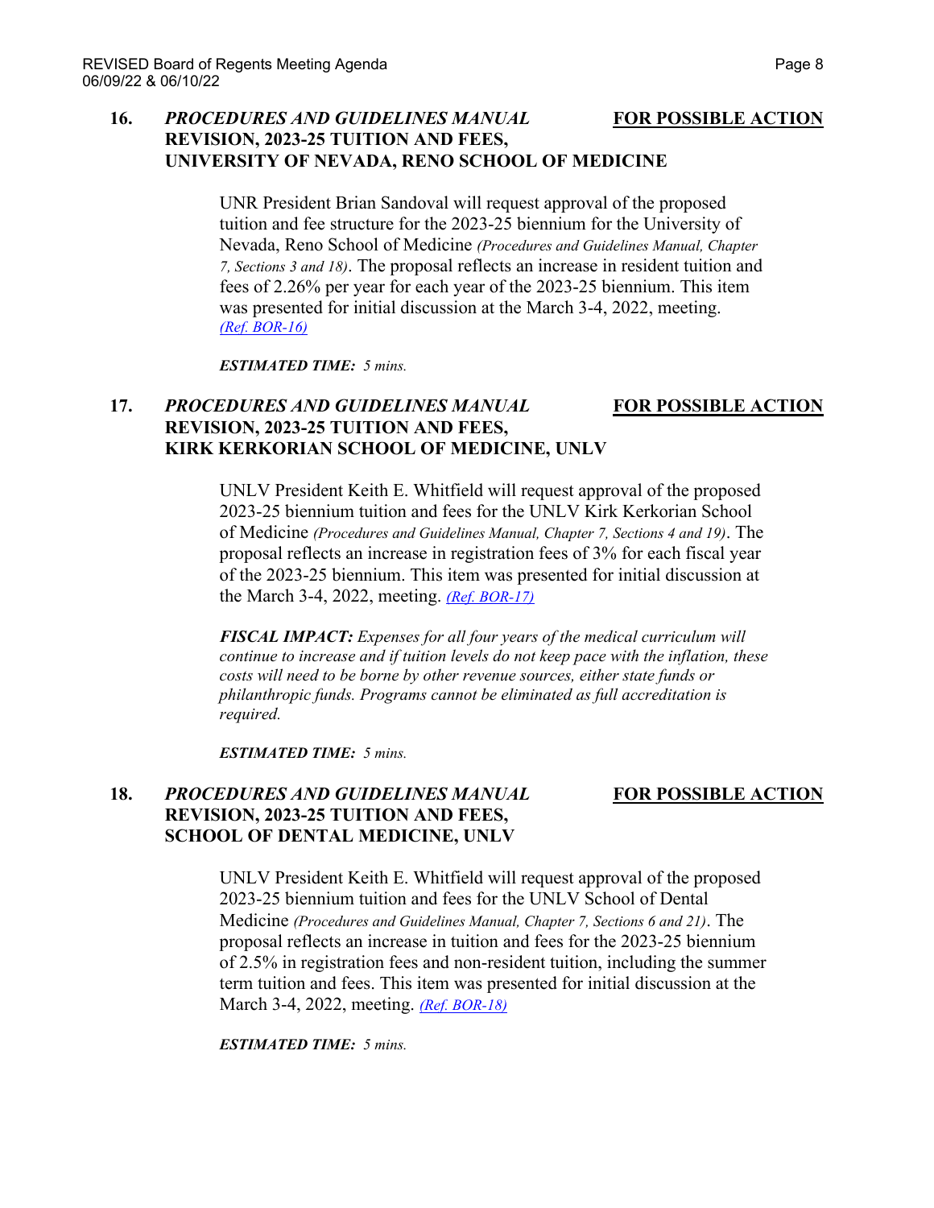**16. *PROCEDURES AND GUIDELINES MANUAL* REVISION, 2023-25 TUITION AND FEES, UNIVERSITY OF NEVADA, RENO SCHOOL OF MEDICINE** **FOR POSSIBLE ACTION**

UNR President Brian Sandoval will request approval of the proposed tuition and fee structure for the 2023-25 biennium for the University of Nevada, Reno School of Medicine *(Procedures and Guidelines Manual, Chapter 7, Sections 3 and 18)*. The proposal reflects an increase in resident tuition and fees of 2.26% per year for each year of the 2023-25 biennium. This item was presented for initial discussion at the March 3-4, 2022, meeting. *(Ref. BOR-16)*

***ESTIMATED TIME:*** *5 mins.*

**17. *PROCEDURES AND GUIDELINES MANUAL* REVISION, 2023-25 TUITION AND FEES, KIRK KERKORIAN SCHOOL OF MEDICINE, UNLV** **FOR POSSIBLE ACTION**

UNLV President Keith E. Whitfield will request approval of the proposed 2023-25 biennium tuition and fees for the UNLV Kirk Kerkorian School of Medicine *(Procedures and Guidelines Manual, Chapter 7, Sections 4 and 19)*. The proposal reflects an increase in registration fees of 3% for each fiscal year of the 2023-25 biennium. This item was presented for initial discussion at the March 3-4, 2022, meeting. *(Ref. BOR-17)*

***FISCAL IMPACT:*** *Expenses for all four years of the medical curriculum will continue to increase and if tuition levels do not keep pace with the inflation, these costs will need to be borne by other revenue sources, either state funds or philanthropic funds. Programs cannot be eliminated as full accreditation is required.*

***ESTIMATED TIME:*** *5 mins.*

**18. *PROCEDURES AND GUIDELINES MANUAL* REVISION, 2023-25 TUITION AND FEES, SCHOOL OF DENTAL MEDICINE, UNLV** **FOR POSSIBLE ACTION**

UNLV President Keith E. Whitfield will request approval of the proposed 2023-25 biennium tuition and fees for the UNLV School of Dental Medicine *(Procedures and Guidelines Manual, Chapter 7, Sections 6 and 21)*. The proposal reflects an increase in tuition and fees for the 2023-25 biennium of 2.5% in registration fees and non-resident tuition, including the summer term tuition and fees. This item was presented for initial discussion at the March 3-4, 2022, meeting. *(Ref. BOR-18)*

***ESTIMATED TIME:*** *5 mins.*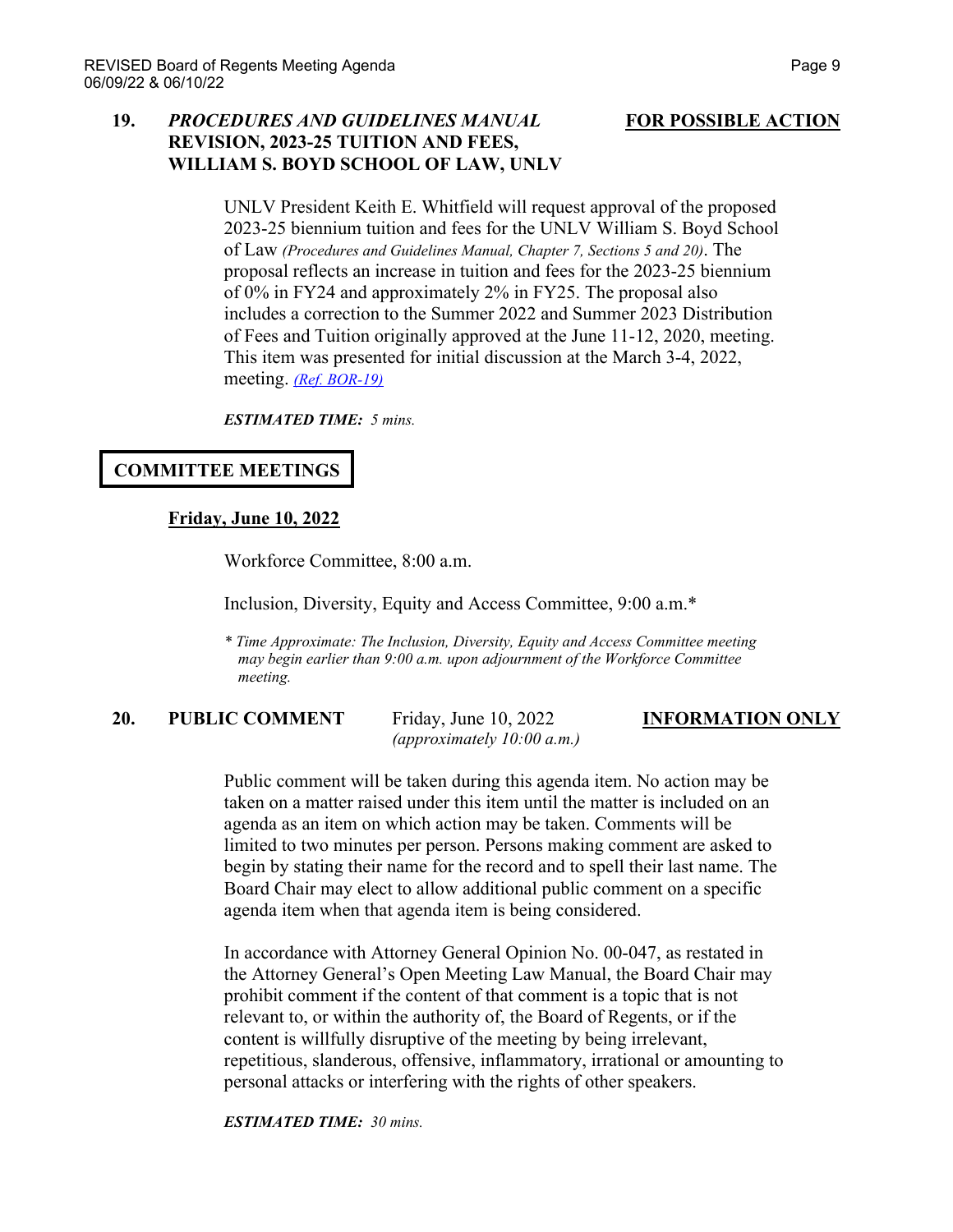**19. *PROCEDURES AND GUIDELINES MANUAL* REVISION, 2023-25 TUITION AND FEES, WILLIAM S. BOYD SCHOOL OF LAW, UNLV** **FOR POSSIBLE ACTION**

UNLV President Keith E. Whitfield will request approval of the proposed 2023-25 biennium tuition and fees for the UNLV William S. Boyd School of Law *(Procedures and Guidelines Manual, Chapter 7, Sections 5 and 20)*. The proposal reflects an increase in tuition and fees for the 2023-25 biennium of 0% in FY24 and approximately 2% in FY25. The proposal also includes a correction to the Summer 2022 and Summer 2023 Distribution of Fees and Tuition originally approved at the June 11-12, 2020, meeting. This item was presented for initial discussion at the March 3-4, 2022, meeting. *(Ref. BOR-19)*

***ESTIMATED TIME:*** *5 mins.*

## COMMITTEE MEETINGS

**Friday, June 10, 2022**

Workforce Committee, 8:00 a.m.

Inclusion, Diversity, Equity and Access Committee, 9:00 a.m.*

*\* Time Approximate: The Inclusion, Diversity, Equity and Access Committee meeting may begin earlier than 9:00 a.m. upon adjournment of the Workforce Committee meeting.*

**20. PUBLIC COMMENT** Friday, June 10, 2022 *(approximately 10:00 a.m.)* **INFORMATION ONLY**

Public comment will be taken during this agenda item. No action may be taken on a matter raised under this item until the matter is included on an agenda as an item on which action may be taken. Comments will be limited to two minutes per person. Persons making comment are asked to begin by stating their name for the record and to spell their last name. The Board Chair may elect to allow additional public comment on a specific agenda item when that agenda item is being considered.

In accordance with Attorney General Opinion No. 00-047, as restated in the Attorney General's Open Meeting Law Manual, the Board Chair may prohibit comment if the content of that comment is a topic that is not relevant to, or within the authority of, the Board of Regents, or if the content is willfully disruptive of the meeting by being irrelevant, repetitious, slanderous, offensive, inflammatory, irrational or amounting to personal attacks or interfering with the rights of other speakers.

***ESTIMATED TIME:*** *30 mins.*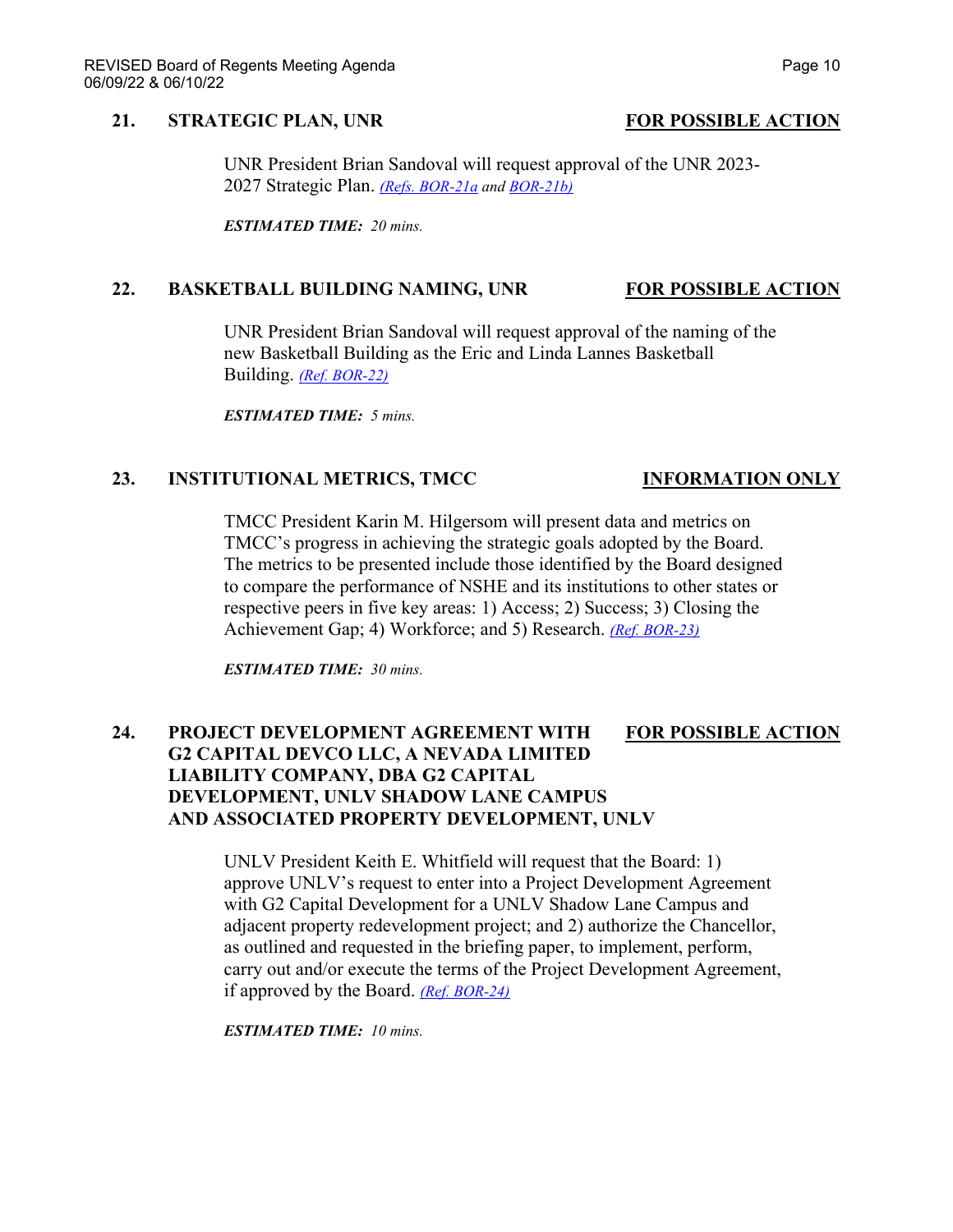## 21. STRATEGIC PLAN, UNR — FOR POSSIBLE ACTION

UNR President Brian Sandoval will request approval of the UNR 2023-2027 Strategic Plan. *(Refs. BOR-21a and BOR-21b)*

***ESTIMATED TIME:*** *20 mins.*

## 22. BASKETBALL BUILDING NAMING, UNR — FOR POSSIBLE ACTION

UNR President Brian Sandoval will request approval of the naming of the new Basketball Building as the Eric and Linda Lannes Basketball Building. *(Ref. BOR-22)*

***ESTIMATED TIME:*** *5 mins.*

## 23. INSTITUTIONAL METRICS, TMCC — INFORMATION ONLY

TMCC President Karin M. Hilgersom will present data and metrics on TMCC's progress in achieving the strategic goals adopted by the Board. The metrics to be presented include those identified by the Board designed to compare the performance of NSHE and its institutions to other states or respective peers in five key areas: 1) Access; 2) Success; 3) Closing the Achievement Gap; 4) Workforce; and 5) Research. *(Ref. BOR-23)*

***ESTIMATED TIME:*** *30 mins.*

## 24. PROJECT DEVELOPMENT AGREEMENT WITH G2 CAPITAL DEVCO LLC, A NEVADA LIMITED LIABILITY COMPANY, DBA G2 CAPITAL DEVELOPMENT, UNLV SHADOW LANE CAMPUS AND ASSOCIATED PROPERTY DEVELOPMENT, UNLV — FOR POSSIBLE ACTION

UNLV President Keith E. Whitfield will request that the Board: 1) approve UNLV's request to enter into a Project Development Agreement with G2 Capital Development for a UNLV Shadow Lane Campus and adjacent property redevelopment project; and 2) authorize the Chancellor, as outlined and requested in the briefing paper, to implement, perform, carry out and/or execute the terms of the Project Development Agreement, if approved by the Board. *(Ref. BOR-24)*

***ESTIMATED TIME:*** *10 mins.*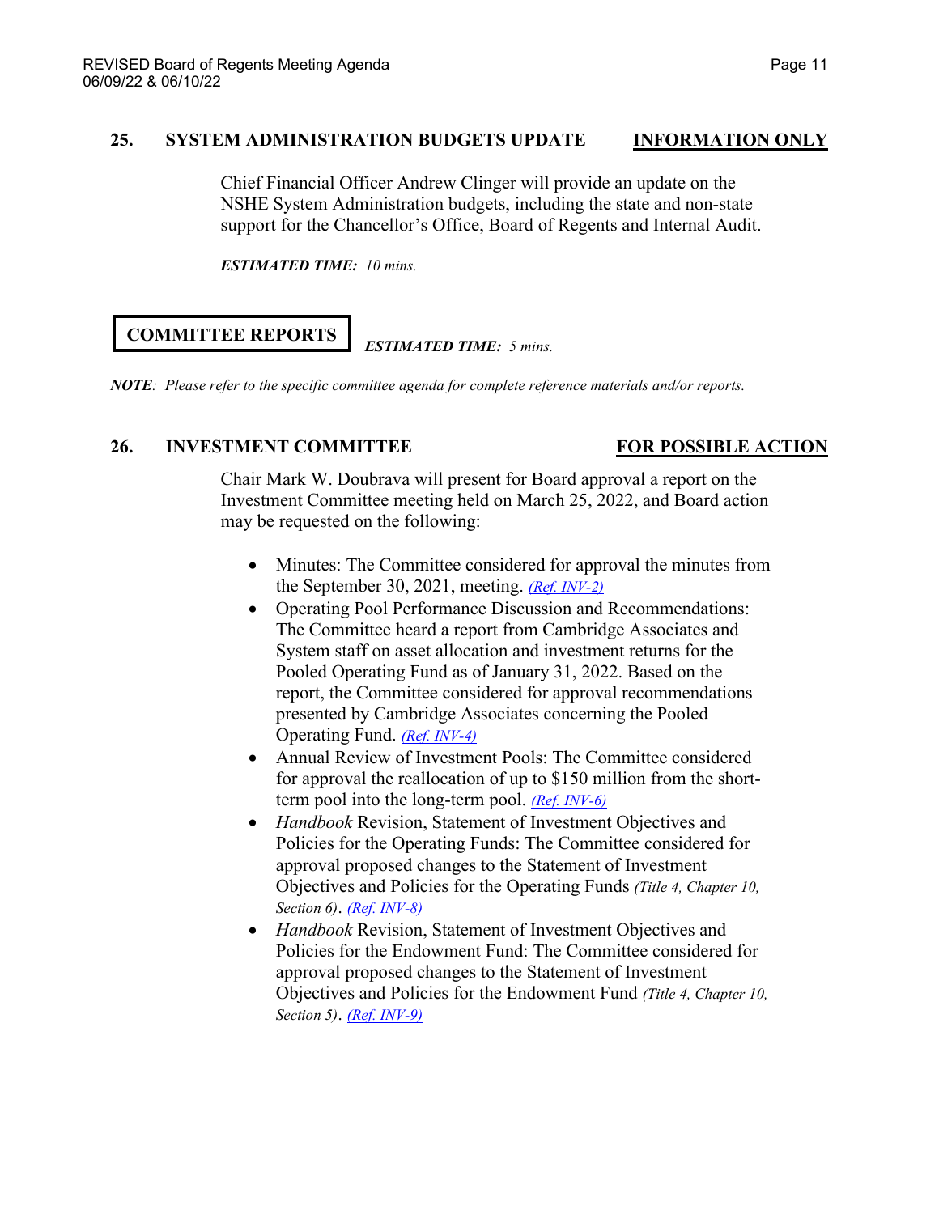## 25. SYSTEM ADMINISTRATION BUDGETS UPDATE — INFORMATION ONLY

Chief Financial Officer Andrew Clinger will provide an update on the NSHE System Administration budgets, including the state and non-state support for the Chancellor's Office, Board of Regents and Internal Audit.

***ESTIMATED TIME:*** *10 mins.*

## COMMITTEE REPORTS

***ESTIMATED TIME:*** *5 mins.*

***NOTE****: Please refer to the specific committee agenda for complete reference materials and/or reports.*

## 26. INVESTMENT COMMITTEE — FOR POSSIBLE ACTION

Chair Mark W. Doubrava will present for Board approval a report on the Investment Committee meeting held on March 25, 2022, and Board action may be requested on the following:

- Minutes: The Committee considered for approval the minutes from the September 30, 2021, meeting. *(Ref. INV-2)*
- Operating Pool Performance Discussion and Recommendations: The Committee heard a report from Cambridge Associates and System staff on asset allocation and investment returns for the Pooled Operating Fund as of January 31, 2022. Based on the report, the Committee considered for approval recommendations presented by Cambridge Associates concerning the Pooled Operating Fund. *(Ref. INV-4)*
- Annual Review of Investment Pools: The Committee considered for approval the reallocation of up to $150 million from the short-term pool into the long-term pool. *(Ref. INV-6)*
- *Handbook* Revision, Statement of Investment Objectives and Policies for the Operating Funds: The Committee considered for approval proposed changes to the Statement of Investment Objectives and Policies for the Operating Funds *(Title 4, Chapter 10, Section 6)*. *(Ref. INV-8)*
- *Handbook* Revision, Statement of Investment Objectives and Policies for the Endowment Fund: The Committee considered for approval proposed changes to the Statement of Investment Objectives and Policies for the Endowment Fund *(Title 4, Chapter 10, Section 5)*. *(Ref. INV-9)*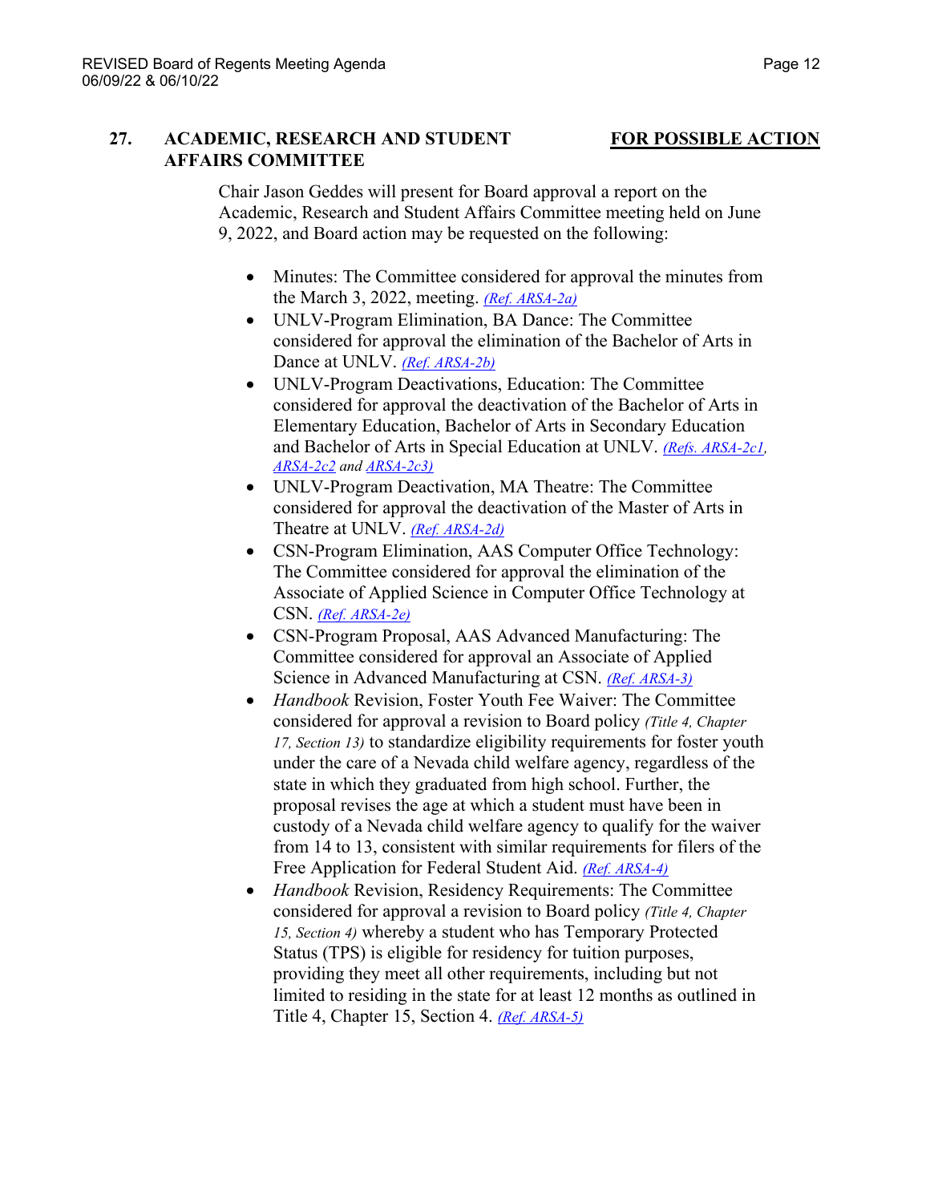## 27. ACADEMIC, RESEARCH AND STUDENT AFFAIRS COMMITTEE — **FOR POSSIBLE ACTION**

Chair Jason Geddes will present for Board approval a report on the Academic, Research and Student Affairs Committee meeting held on June 9, 2022, and Board action may be requested on the following:

- Minutes: The Committee considered for approval the minutes from the March 3, 2022, meeting. *(Ref. ARSA-2a)*
- UNLV-Program Elimination, BA Dance: The Committee considered for approval the elimination of the Bachelor of Arts in Dance at UNLV. *(Ref. ARSA-2b)*
- UNLV-Program Deactivations, Education: The Committee considered for approval the deactivation of the Bachelor of Arts in Elementary Education, Bachelor of Arts in Secondary Education and Bachelor of Arts in Special Education at UNLV. *(Refs. ARSA-2c1, ARSA-2c2 and ARSA-2c3)*
- UNLV-Program Deactivation, MA Theatre: The Committee considered for approval the deactivation of the Master of Arts in Theatre at UNLV. *(Ref. ARSA-2d)*
- CSN-Program Elimination, AAS Computer Office Technology: The Committee considered for approval the elimination of the Associate of Applied Science in Computer Office Technology at CSN. *(Ref. ARSA-2e)*
- CSN-Program Proposal, AAS Advanced Manufacturing: The Committee considered for approval an Associate of Applied Science in Advanced Manufacturing at CSN. *(Ref. ARSA-3)*
- *Handbook* Revision, Foster Youth Fee Waiver: The Committee considered for approval a revision to Board policy *(Title 4, Chapter 17, Section 13)* to standardize eligibility requirements for foster youth under the care of a Nevada child welfare agency, regardless of the state in which they graduated from high school. Further, the proposal revises the age at which a student must have been in custody of a Nevada child welfare agency to qualify for the waiver from 14 to 13, consistent with similar requirements for filers of the Free Application for Federal Student Aid. *(Ref. ARSA-4)*
- *Handbook* Revision, Residency Requirements: The Committee considered for approval a revision to Board policy *(Title 4, Chapter 15, Section 4)* whereby a student who has Temporary Protected Status (TPS) is eligible for residency for tuition purposes, providing they meet all other requirements, including but not limited to residing in the state for at least 12 months as outlined in Title 4, Chapter 15, Section 4. *(Ref. ARSA-5)*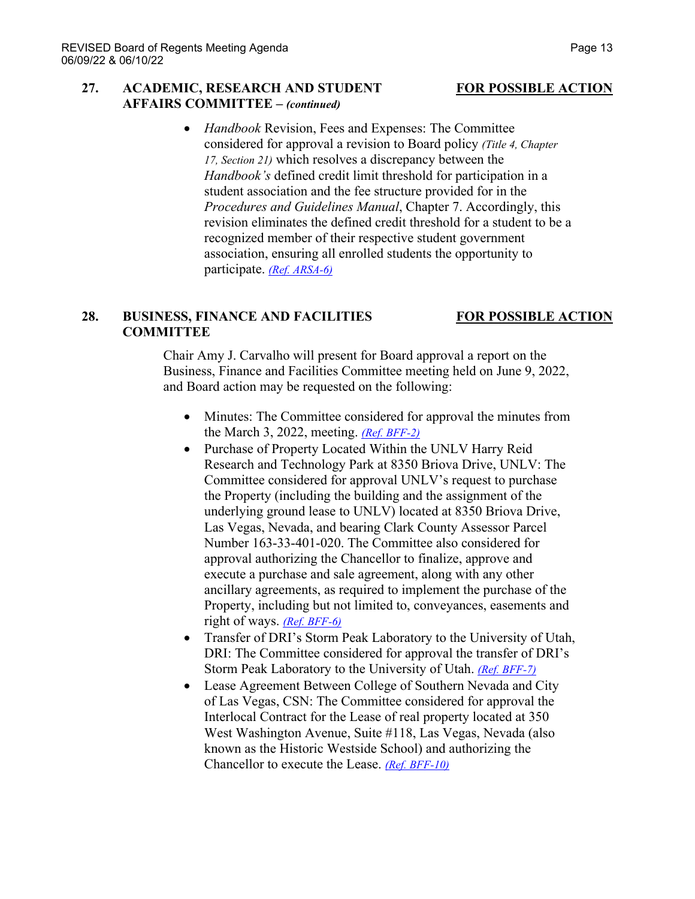**27. ACADEMIC, RESEARCH AND STUDENT AFFAIRS COMMITTEE –** ***(continued)*** **FOR POSSIBLE ACTION**

- *Handbook* Revision, Fees and Expenses: The Committee considered for approval a revision to Board policy *(Title 4, Chapter 17, Section 21)* which resolves a discrepancy between the *Handbook's* defined credit limit threshold for participation in a student association and the fee structure provided for in the *Procedures and Guidelines Manual*, Chapter 7. Accordingly, this revision eliminates the defined credit threshold for a student to be a recognized member of their respective student government association, ensuring all enrolled students the opportunity to participate. *(Ref. ARSA-6)*

**28. BUSINESS, FINANCE AND FACILITIES COMMITTEE** **FOR POSSIBLE ACTION**

Chair Amy J. Carvalho will present for Board approval a report on the Business, Finance and Facilities Committee meeting held on June 9, 2022, and Board action may be requested on the following:

- Minutes: The Committee considered for approval the minutes from the March 3, 2022, meeting. *(Ref. BFF-2)*
- Purchase of Property Located Within the UNLV Harry Reid Research and Technology Park at 8350 Briova Drive, UNLV: The Committee considered for approval UNLV's request to purchase the Property (including the building and the assignment of the underlying ground lease to UNLV) located at 8350 Briova Drive, Las Vegas, Nevada, and bearing Clark County Assessor Parcel Number 163-33-401-020. The Committee also considered for approval authorizing the Chancellor to finalize, approve and execute a purchase and sale agreement, along with any other ancillary agreements, as required to implement the purchase of the Property, including but not limited to, conveyances, easements and right of ways. *(Ref. BFF-6)*
- Transfer of DRI's Storm Peak Laboratory to the University of Utah, DRI: The Committee considered for approval the transfer of DRI's Storm Peak Laboratory to the University of Utah. *(Ref. BFF-7)*
- Lease Agreement Between College of Southern Nevada and City of Las Vegas, CSN: The Committee considered for approval the Interlocal Contract for the Lease of real property located at 350 West Washington Avenue, Suite #118, Las Vegas, Nevada (also known as the Historic Westside School) and authorizing the Chancellor to execute the Lease. *(Ref. BFF-10)*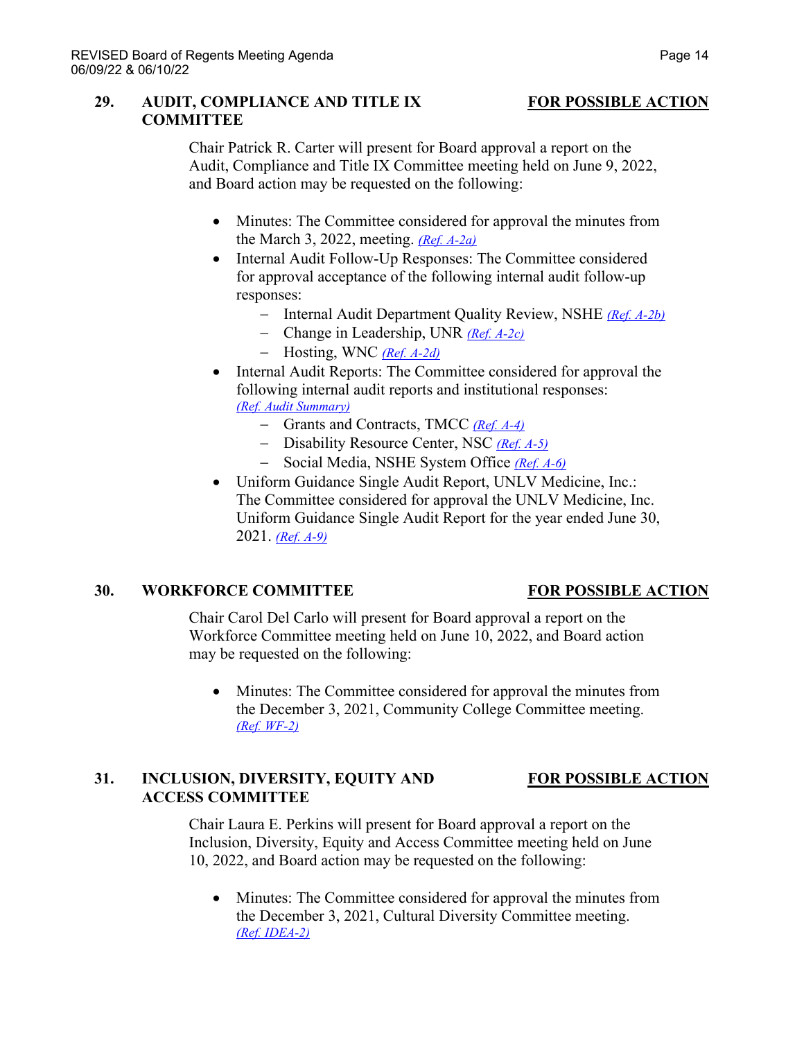## 29. AUDIT, COMPLIANCE AND TITLE IX COMMITTEE — FOR POSSIBLE ACTION

Chair Patrick R. Carter will present for Board approval a report on the Audit, Compliance and Title IX Committee meeting held on June 9, 2022, and Board action may be requested on the following:

- Minutes: The Committee considered for approval the minutes from the March 3, 2022, meeting. *(Ref. A-2a)*
- Internal Audit Follow-Up Responses: The Committee considered for approval acceptance of the following internal audit follow-up responses:
  - Internal Audit Department Quality Review, NSHE *(Ref. A-2b)*
  - Change in Leadership, UNR *(Ref. A-2c)*
  - Hosting, WNC *(Ref. A-2d)*
- Internal Audit Reports: The Committee considered for approval the following internal audit reports and institutional responses: *(Ref. Audit Summary)*
  - Grants and Contracts, TMCC *(Ref. A-4)*
  - Disability Resource Center, NSC *(Ref. A-5)*
  - Social Media, NSHE System Office *(Ref. A-6)*
- Uniform Guidance Single Audit Report, UNLV Medicine, Inc.: The Committee considered for approval the UNLV Medicine, Inc. Uniform Guidance Single Audit Report for the year ended June 30, 2021. *(Ref. A-9)*

## 30. WORKFORCE COMMITTEE — FOR POSSIBLE ACTION

Chair Carol Del Carlo will present for Board approval a report on the Workforce Committee meeting held on June 10, 2022, and Board action may be requested on the following:

- Minutes: The Committee considered for approval the minutes from the December 3, 2021, Community College Committee meeting. *(Ref. WF-2)*

## 31. INCLUSION, DIVERSITY, EQUITY AND ACCESS COMMITTEE — FOR POSSIBLE ACTION

Chair Laura E. Perkins will present for Board approval a report on the Inclusion, Diversity, Equity and Access Committee meeting held on June 10, 2022, and Board action may be requested on the following:

- Minutes: The Committee considered for approval the minutes from the December 3, 2021, Cultural Diversity Committee meeting. *(Ref. IDEA-2)*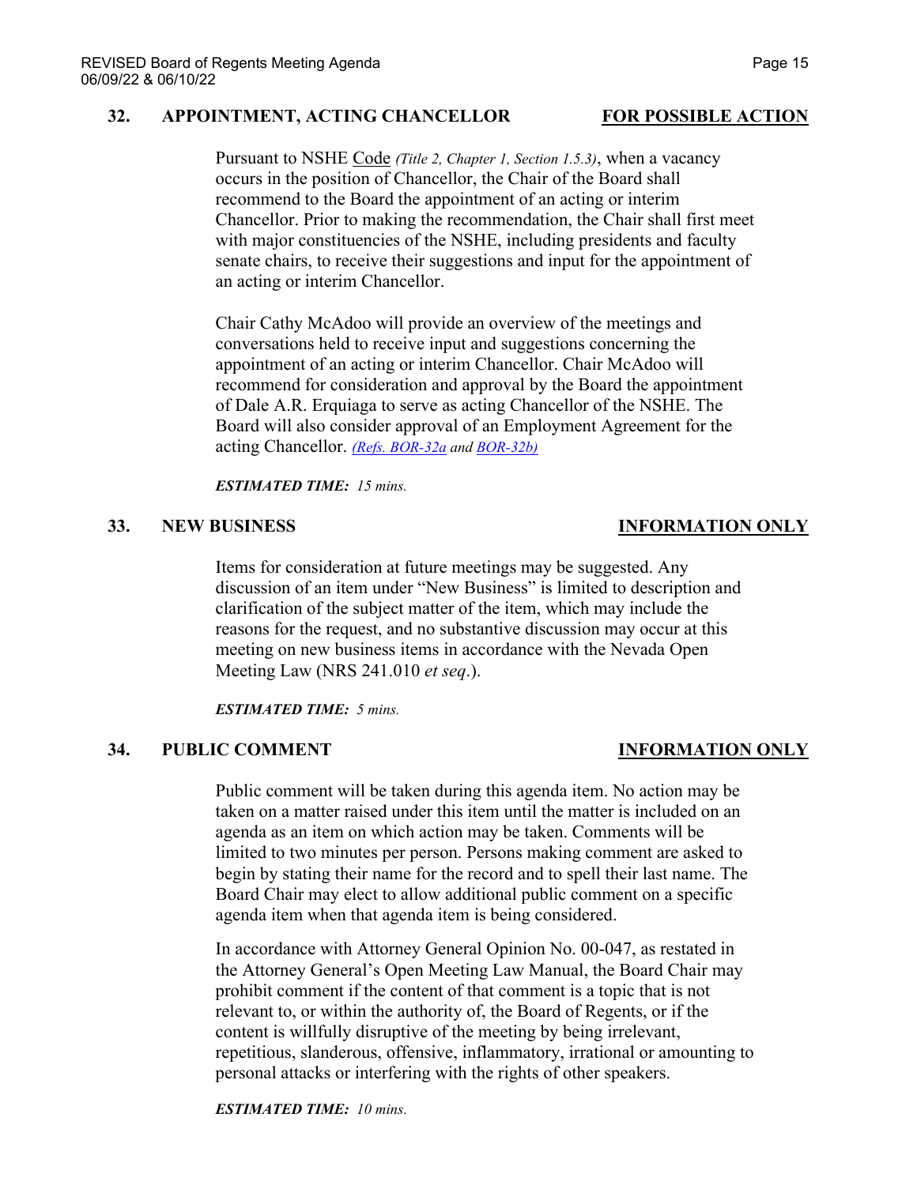## 32. APPOINTMENT, ACTING CHANCELLOR — FOR POSSIBLE ACTION

Pursuant to NSHE Code *(Title 2, Chapter 1, Section 1.5.3)*, when a vacancy occurs in the position of Chancellor, the Chair of the Board shall recommend to the Board the appointment of an acting or interim Chancellor. Prior to making the recommendation, the Chair shall first meet with major constituencies of the NSHE, including presidents and faculty senate chairs, to receive their suggestions and input for the appointment of an acting or interim Chancellor.

Chair Cathy McAdoo will provide an overview of the meetings and conversations held to receive input and suggestions concerning the appointment of an acting or interim Chancellor. Chair McAdoo will recommend for consideration and approval by the Board the appointment of Dale A.R. Erquiaga to serve as acting Chancellor of the NSHE. The Board will also consider approval of an Employment Agreement for the acting Chancellor. *(Refs. BOR-32a and BOR-32b)*

***ESTIMATED TIME:*** *15 mins.*

## 33. NEW BUSINESS — INFORMATION ONLY

Items for consideration at future meetings may be suggested. Any discussion of an item under "New Business" is limited to description and clarification of the subject matter of the item, which may include the reasons for the request, and no substantive discussion may occur at this meeting on new business items in accordance with the Nevada Open Meeting Law (NRS 241.010 *et seq*.).

***ESTIMATED TIME:*** *5 mins.*

## 34. PUBLIC COMMENT — INFORMATION ONLY

Public comment will be taken during this agenda item. No action may be taken on a matter raised under this item until the matter is included on an agenda as an item on which action may be taken. Comments will be limited to two minutes per person. Persons making comment are asked to begin by stating their name for the record and to spell their last name. The Board Chair may elect to allow additional public comment on a specific agenda item when that agenda item is being considered.

In accordance with Attorney General Opinion No. 00-047, as restated in the Attorney General's Open Meeting Law Manual, the Board Chair may prohibit comment if the content of that comment is a topic that is not relevant to, or within the authority of, the Board of Regents, or if the content is willfully disruptive of the meeting by being irrelevant, repetitious, slanderous, offensive, inflammatory, irrational or amounting to personal attacks or interfering with the rights of other speakers.

***ESTIMATED TIME:*** *10 mins.*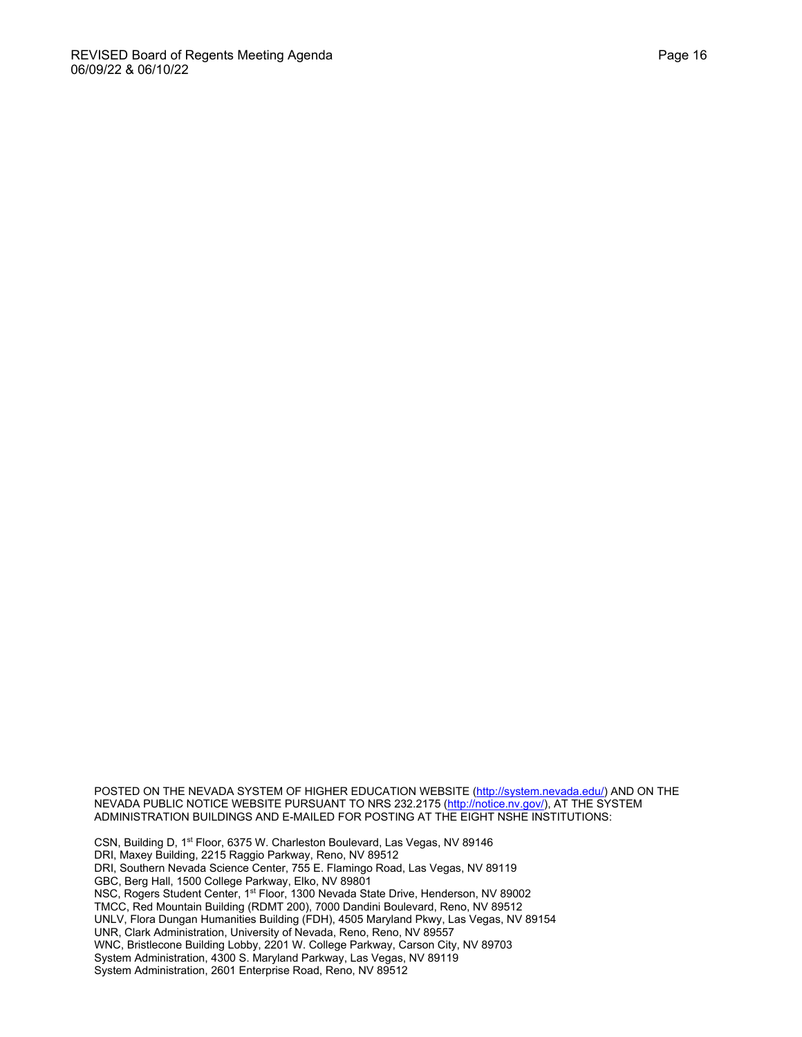POSTED ON THE NEVADA SYSTEM OF HIGHER EDUCATION WEBSITE (http://system.nevada.edu/) AND ON THE NEVADA PUBLIC NOTICE WEBSITE PURSUANT TO NRS 232.2175 (http://notice.nv.gov/), AT THE SYSTEM ADMINISTRATION BUILDINGS AND E-MAILED FOR POSTING AT THE EIGHT NSHE INSTITUTIONS:

CSN, Building D, 1st Floor, 6375 W. Charleston Boulevard, Las Vegas, NV 89146
DRI, Maxey Building, 2215 Raggio Parkway, Reno, NV 89512
DRI, Southern Nevada Science Center, 755 E. Flamingo Road, Las Vegas, NV 89119
GBC, Berg Hall, 1500 College Parkway, Elko, NV 89801
NSC, Rogers Student Center, 1st Floor, 1300 Nevada State Drive, Henderson, NV 89002
TMCC, Red Mountain Building (RDMT 200), 7000 Dandini Boulevard, Reno, NV 89512
UNLV, Flora Dungan Humanities Building (FDH), 4505 Maryland Pkwy, Las Vegas, NV 89154
UNR, Clark Administration, University of Nevada, Reno, Reno, NV 89557
WNC, Bristlecone Building Lobby, 2201 W. College Parkway, Carson City, NV 89703
System Administration, 4300 S. Maryland Parkway, Las Vegas, NV 89119
System Administration, 2601 Enterprise Road, Reno, NV 89512